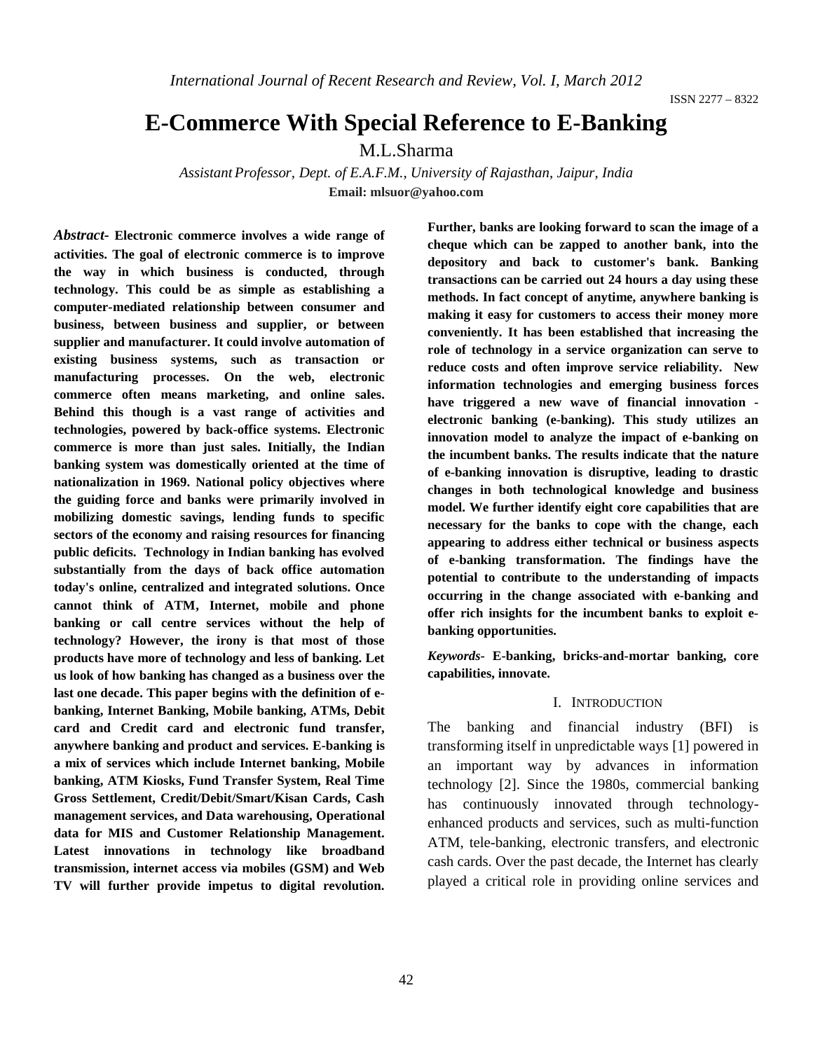# E-Commerce With Special Reference to E-Banking

M.L.Sharma

*Assistant Professor, Dept. of E.A.F.M., University of Rajasthan, Jaipur, India*

**Email: mlsuor@yahoo.com**

***Abstract*- Electronic commerce involves a wide range of activities. The goal of electronic commerce is to improve the way in which business is conducted, through technology. This could be as simple as establishing a computer-mediated relationship between consumer and business, between business and supplier, or between supplier and manufacturer. It could involve automation of existing business systems, such as transaction or manufacturing processes. On the web, electronic commerce often means marketing, and online sales. Behind this though is a vast range of activities and technologies, powered by back-office systems. Electronic commerce is more than just sales. Initially, the Indian banking system was domestically oriented at the time of nationalization in 1969. National policy objectives where the guiding force and banks were primarily involved in mobilizing domestic savings, lending funds to specific sectors of the economy and raising resources for financing public deficits. Technology in Indian banking has evolved substantially from the days of back office automation today's online, centralized and integrated solutions. Once cannot think of ATM, Internet, mobile and phone banking or call centre services without the help of technology? However, the irony is that most of those products have more of technology and less of banking. Let us look of how banking has changed as a business over the last one decade. This paper begins with the definition of e-banking, Internet Banking, Mobile banking, ATMs, Debit card and Credit card and electronic fund transfer, anywhere banking and product and services. E-banking is a mix of services which include Internet banking, Mobile banking, ATM Kiosks, Fund Transfer System, Real Time Gross Settlement, Credit/Debit/Smart/Kisan Cards, Cash management services, and Data warehousing, Operational data for MIS and Customer Relationship Management. Latest innovations in technology like broadband transmission, internet access via mobiles (GSM) and Web TV will further provide impetus to digital revolution. Further, banks are looking forward to scan the image of a cheque which can be zapped to another bank, into the depository and back to customer's bank. Banking transactions can be carried out 24 hours a day using these methods. In fact concept of anytime, anywhere banking is making it easy for customers to access their money more conveniently. It has been established that increasing the role of technology in a service organization can serve to reduce costs and often improve service reliability. New information technologies and emerging business forces have triggered a new wave of financial innovation - electronic banking (e-banking). This study utilizes an innovation model to analyze the impact of e-banking on the incumbent banks. The results indicate that the nature of e-banking innovation is disruptive, leading to drastic changes in both technological knowledge and business model. We further identify eight core capabilities that are necessary for the banks to cope with the change, each appearing to address either technical or business aspects of e-banking transformation. The findings have the potential to contribute to the understanding of impacts occurring in the change associated with e-banking and offer rich insights for the incumbent banks to exploit e-banking opportunities.**

***Keywords*- E-banking, bricks-and-mortar banking, core capabilities, innovate.**

## I. INTRODUCTION

The banking and financial industry (BFI) is transforming itself in unpredictable ways [1] powered in an important way by advances in information technology [2]. Since the 1980s, commercial banking has continuously innovated through technology-enhanced products and services, such as multi-function ATM, tele-banking, electronic transfers, and electronic cash cards. Over the past decade, the Internet has clearly played a critical role in providing online services and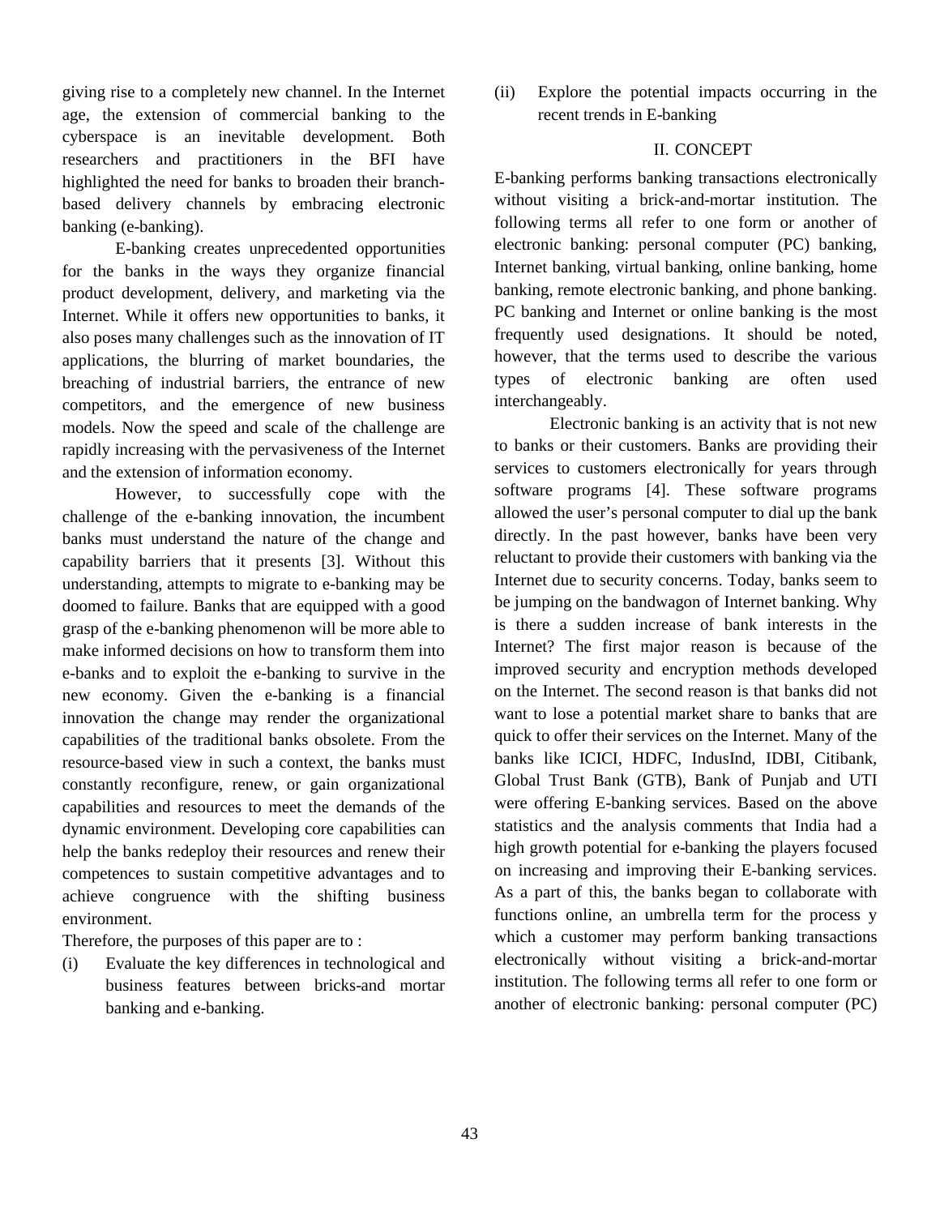giving rise to a completely new channel. In the Internet age, the extension of commercial banking to the cyberspace is an inevitable development. Both researchers and practitioners in the BFI have highlighted the need for banks to broaden their branch-based delivery channels by embracing electronic banking (e-banking).

E-banking creates unprecedented opportunities for the banks in the ways they organize financial product development, delivery, and marketing via the Internet. While it offers new opportunities to banks, it also poses many challenges such as the innovation of IT applications, the blurring of market boundaries, the breaching of industrial barriers, the entrance of new competitors, and the emergence of new business models. Now the speed and scale of the challenge are rapidly increasing with the pervasiveness of the Internet and the extension of information economy.

However, to successfully cope with the challenge of the e-banking innovation, the incumbent banks must understand the nature of the change and capability barriers that it presents [3]. Without this understanding, attempts to migrate to e-banking may be doomed to failure. Banks that are equipped with a good grasp of the e-banking phenomenon will be more able to make informed decisions on how to transform them into e-banks and to exploit the e-banking to survive in the new economy. Given the e-banking is a financial innovation the change may render the organizational capabilities of the traditional banks obsolete. From the resource-based view in such a context, the banks must constantly reconfigure, renew, or gain organizational capabilities and resources to meet the demands of the dynamic environment. Developing core capabilities can help the banks redeploy their resources and renew their competences to sustain competitive advantages and to achieve congruence with the shifting business environment.

Therefore, the purposes of this paper are to :

(i) Evaluate the key differences in technological and business features between bricks-and mortar banking and e-banking.

(ii) Explore the potential impacts occurring in the recent trends in E-banking

## II. CONCEPT

E-banking performs banking transactions electronically without visiting a brick-and-mortar institution. The following terms all refer to one form or another of electronic banking: personal computer (PC) banking, Internet banking, virtual banking, online banking, home banking, remote electronic banking, and phone banking. PC banking and Internet or online banking is the most frequently used designations. It should be noted, however, that the terms used to describe the various types of electronic banking are often used interchangeably.

Electronic banking is an activity that is not new to banks or their customers. Banks are providing their services to customers electronically for years through software programs [4]. These software programs allowed the user's personal computer to dial up the bank directly. In the past however, banks have been very reluctant to provide their customers with banking via the Internet due to security concerns. Today, banks seem to be jumping on the bandwagon of Internet banking. Why is there a sudden increase of bank interests in the Internet? The first major reason is because of the improved security and encryption methods developed on the Internet. The second reason is that banks did not want to lose a potential market share to banks that are quick to offer their services on the Internet. Many of the banks like ICICI, HDFC, IndusInd, IDBI, Citibank, Global Trust Bank (GTB), Bank of Punjab and UTI were offering E-banking services. Based on the above statistics and the analysis comments that India had a high growth potential for e-banking the players focused on increasing and improving their E-banking services. As a part of this, the banks began to collaborate with functions online, an umbrella term for the process y which a customer may perform banking transactions electronically without visiting a brick-and-mortar institution. The following terms all refer to one form or another of electronic banking: personal computer (PC)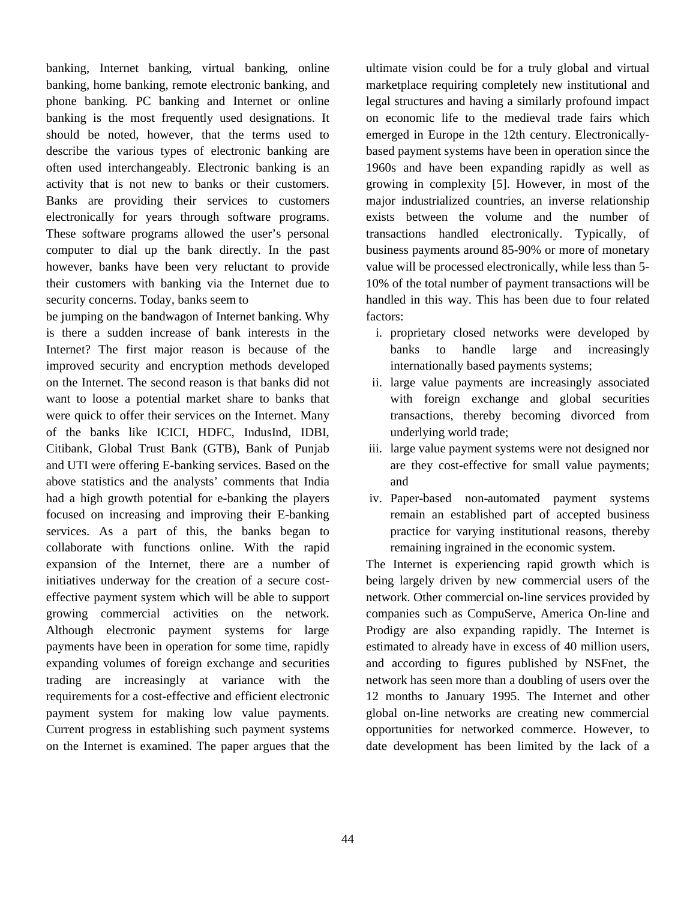banking, Internet banking, virtual banking, online banking, home banking, remote electronic banking, and phone banking. PC banking and Internet or online banking is the most frequently used designations. It should be noted, however, that the terms used to describe the various types of electronic banking are often used interchangeably. Electronic banking is an activity that is not new to banks or their customers. Banks are providing their services to customers electronically for years through software programs. These software programs allowed the user's personal computer to dial up the bank directly. In the past however, banks have been very reluctant to provide their customers with banking via the Internet due to security concerns. Today, banks seem to be jumping on the bandwagon of Internet banking. Why is there a sudden increase of bank interests in the Internet? The first major reason is because of the improved security and encryption methods developed on the Internet. The second reason is that banks did not want to loose a potential market share to banks that were quick to offer their services on the Internet. Many of the banks like ICICI, HDFC, IndusInd, IDBI, Citibank, Global Trust Bank (GTB), Bank of Punjab and UTI were offering E-banking services. Based on the above statistics and the analysts' comments that India had a high growth potential for e-banking the players focused on increasing and improving their E-banking services. As a part of this, the banks began to collaborate with functions online. With the rapid expansion of the Internet, there are a number of initiatives underway for the creation of a secure cost-effective payment system which will be able to support growing commercial activities on the network. Although electronic payment systems for large payments have been in operation for some time, rapidly expanding volumes of foreign exchange and securities trading are increasingly at variance with the requirements for a cost-effective and efficient electronic payment system for making low value payments. Current progress in establishing such payment systems on the Internet is examined. The paper argues that the ultimate vision could be for a truly global and virtual marketplace requiring completely new institutional and legal structures and having a similarly profound impact on economic life to the medieval trade fairs which emerged in Europe in the 12th century. Electronically-based payment systems have been in operation since the 1960s and have been expanding rapidly as well as growing in complexity [5]. However, in most of the major industrialized countries, an inverse relationship exists between the volume and the number of transactions handled electronically. Typically, of business payments around 85-90% or more of monetary value will be processed electronically, while less than 5-10% of the total number of payment transactions will be handled in this way. This has been due to four related factors:

i. proprietary closed networks were developed by banks to handle large and increasingly internationally based payments systems;
ii. large value payments are increasingly associated with foreign exchange and global securities transactions, thereby becoming divorced from underlying world trade;
iii. large value payment systems were not designed nor are they cost-effective for small value payments; and
iv. Paper-based non-automated payment systems remain an established part of accepted business practice for varying institutional reasons, thereby remaining ingrained in the economic system.

The Internet is experiencing rapid growth which is being largely driven by new commercial users of the network. Other commercial on-line services provided by companies such as CompuServe, America On-line and Prodigy are also expanding rapidly. The Internet is estimated to already have in excess of 40 million users, and according to figures published by NSFnet, the network has seen more than a doubling of users over the 12 months to January 1995. The Internet and other global on-line networks are creating new commercial opportunities for networked commerce. However, to date development has been limited by the lack of a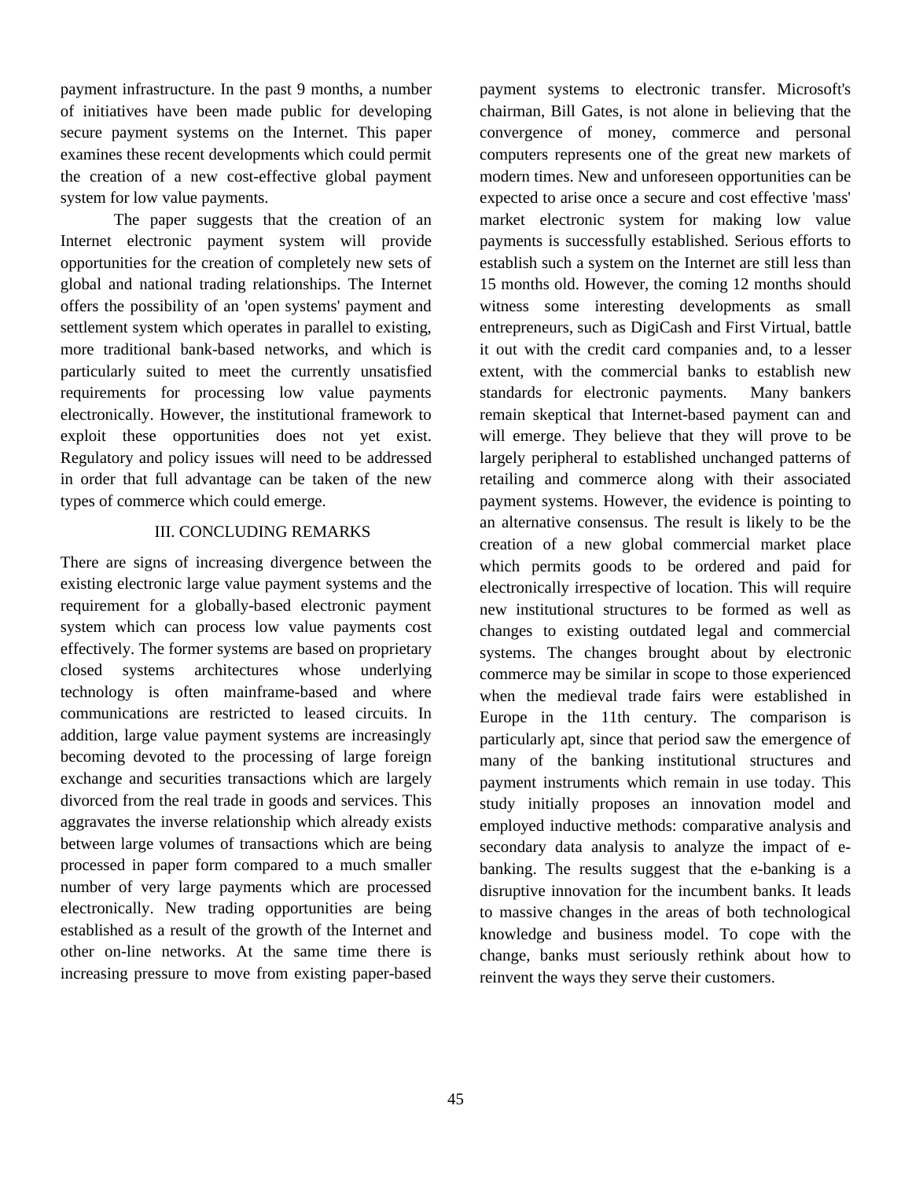payment infrastructure. In the past 9 months, a number of initiatives have been made public for developing secure payment systems on the Internet. This paper examines these recent developments which could permit the creation of a new cost-effective global payment system for low value payments.

The paper suggests that the creation of an Internet electronic payment system will provide opportunities for the creation of completely new sets of global and national trading relationships. The Internet offers the possibility of an 'open systems' payment and settlement system which operates in parallel to existing, more traditional bank-based networks, and which is particularly suited to meet the currently unsatisfied requirements for processing low value payments electronically. However, the institutional framework to exploit these opportunities does not yet exist. Regulatory and policy issues will need to be addressed in order that full advantage can be taken of the new types of commerce which could emerge.

## III. CONCLUDING REMARKS

There are signs of increasing divergence between the existing electronic large value payment systems and the requirement for a globally-based electronic payment system which can process low value payments cost effectively. The former systems are based on proprietary closed systems architectures whose underlying technology is often mainframe-based and where communications are restricted to leased circuits. In addition, large value payment systems are increasingly becoming devoted to the processing of large foreign exchange and securities transactions which are largely divorced from the real trade in goods and services. This aggravates the inverse relationship which already exists between large volumes of transactions which are being processed in paper form compared to a much smaller number of very large payments which are processed electronically. New trading opportunities are being established as a result of the growth of the Internet and other on-line networks. At the same time there is increasing pressure to move from existing paper-based payment systems to electronic transfer. Microsoft's chairman, Bill Gates, is not alone in believing that the convergence of money, commerce and personal computers represents one of the great new markets of modern times. New and unforeseen opportunities can be expected to arise once a secure and cost effective 'mass' market electronic system for making low value payments is successfully established. Serious efforts to establish such a system on the Internet are still less than 15 months old. However, the coming 12 months should witness some interesting developments as small entrepreneurs, such as DigiCash and First Virtual, battle it out with the credit card companies and, to a lesser extent, with the commercial banks to establish new standards for electronic payments. Many bankers remain skeptical that Internet-based payment can and will emerge. They believe that they will prove to be largely peripheral to established unchanged patterns of retailing and commerce along with their associated payment systems. However, the evidence is pointing to an alternative consensus. The result is likely to be the creation of a new global commercial market place which permits goods to be ordered and paid for electronically irrespective of location. This will require new institutional structures to be formed as well as changes to existing outdated legal and commercial systems. The changes brought about by electronic commerce may be similar in scope to those experienced when the medieval trade fairs were established in Europe in the 11th century. The comparison is particularly apt, since that period saw the emergence of many of the banking institutional structures and payment instruments which remain in use today. This study initially proposes an innovation model and employed inductive methods: comparative analysis and secondary data analysis to analyze the impact of e-banking. The results suggest that the e-banking is a disruptive innovation for the incumbent banks. It leads to massive changes in the areas of both technological knowledge and business model. To cope with the change, banks must seriously rethink about how to reinvent the ways they serve their customers.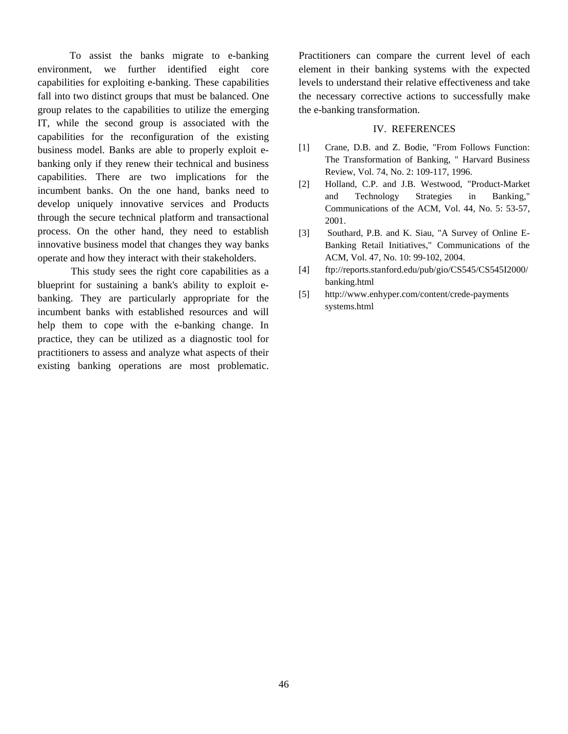To assist the banks migrate to e-banking environment, we further identified eight core capabilities for exploiting e-banking. These capabilities fall into two distinct groups that must be balanced. One group relates to the capabilities to utilize the emerging IT, while the second group is associated with the capabilities for the reconfiguration of the existing business model. Banks are able to properly exploit e-banking only if they renew their technical and business capabilities. There are two implications for the incumbent banks. On the one hand, banks need to develop uniquely innovative services and Products through the secure technical platform and transactional process. On the other hand, they need to establish innovative business model that changes they way banks operate and how they interact with their stakeholders.

This study sees the right core capabilities as a blueprint for sustaining a bank's ability to exploit e-banking. They are particularly appropriate for the incumbent banks with established resources and will help them to cope with the e-banking change. In practice, they can be utilized as a diagnostic tool for practitioners to assess and analyze what aspects of their existing banking operations are most problematic. Practitioners can compare the current level of each element in their banking systems with the expected levels to understand their relative effectiveness and take the necessary corrective actions to successfully make the e-banking transformation.

## IV. REFERENCES

[1] Crane, D.B. and Z. Bodie, "From Follows Function: The Transformation of Banking, " Harvard Business Review, Vol. 74, No. 2: 109-117, 1996.

[2] Holland, C.P. and J.B. Westwood, "Product-Market and Technology Strategies in Banking," Communications of the ACM, Vol. 44, No. 5: 53-57, 2001.

[3] Southard, P.B. and K. Siau, "A Survey of Online E-Banking Retail Initiatives," Communications of the ACM, Vol. 47, No. 10: 99-102, 2004.

[4] ftp://reports.stanford.edu/pub/gio/CS545/CS545I2000/banking.html

[5] http://www.enhyper.com/content/crede-payments systems.html